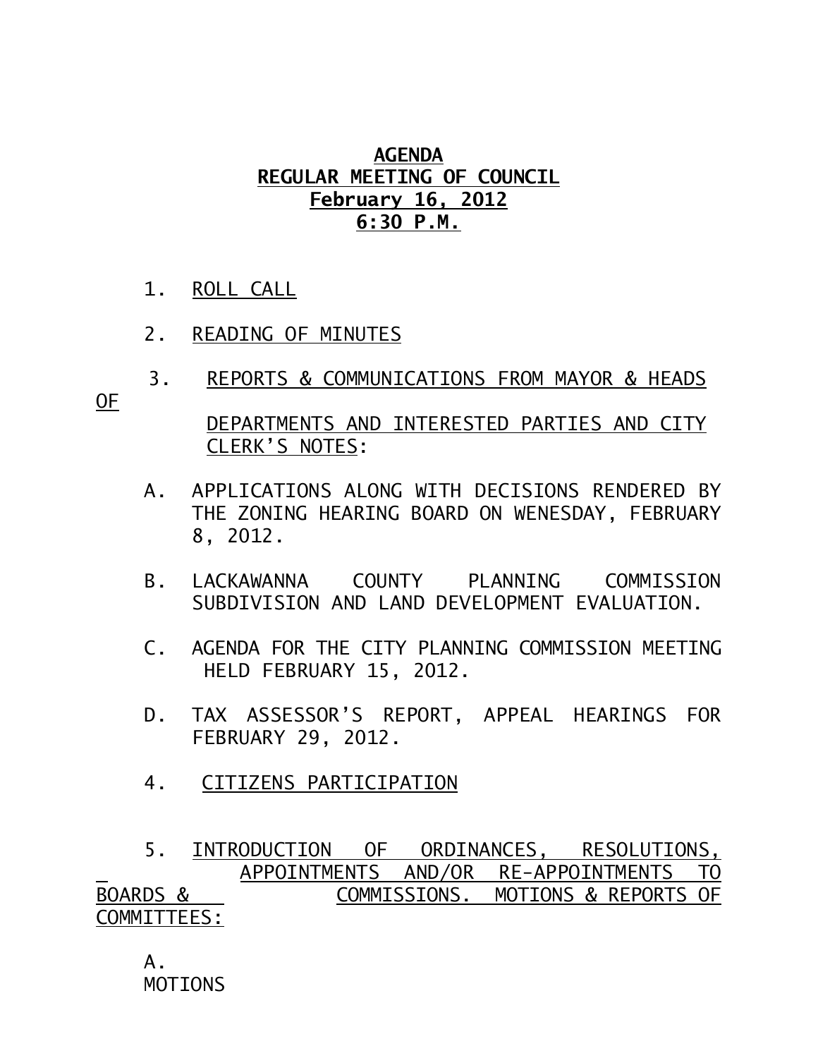# AGENDA
## REGULAR MEETING OF COUNCIL
## February 16, 2012
## 6:30 P.M.

1. ROLL CALL

2. READING OF MINUTES

3. REPORTS & COMMUNICATIONS FROM MAYOR & HEADS OF DEPARTMENTS AND INTERESTED PARTIES AND CITY CLERK'S NOTES:

   A. APPLICATIONS ALONG WITH DECISIONS RENDERED BY THE ZONING HEARING BOARD ON WENESDAY, FEBRUARY 8, 2012.

   B. LACKAWANNA COUNTY PLANNING COMMISSION SUBDIVISION AND LAND DEVELOPMENT EVALUATION.

   C. AGENDA FOR THE CITY PLANNING COMMISSION MEETING HELD FEBRUARY 15, 2012.

   D. TAX ASSESSOR'S REPORT, APPEAL HEARINGS FOR FEBRUARY 29, 2012.

4. CITIZENS PARTICIPATION

5. INTRODUCTION OF ORDINANCES, RESOLUTIONS, APPOINTMENTS AND/OR RE-APPOINTMENTS TO BOARDS & COMMISSIONS. MOTIONS & REPORTS OF COMMITTEES:

   A. MOTIONS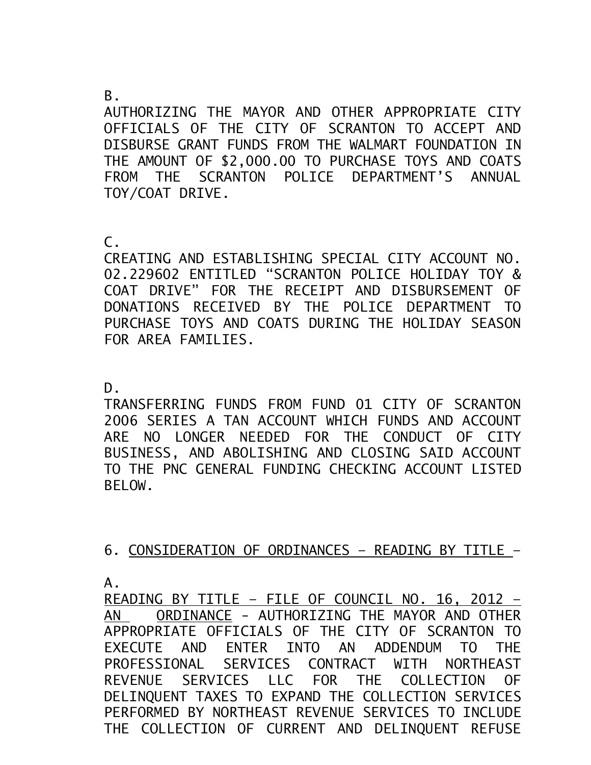B.

AUTHORIZING THE MAYOR AND OTHER APPROPRIATE CITY OFFICIALS OF THE CITY OF SCRANTON TO ACCEPT AND DISBURSE GRANT FUNDS FROM THE WALMART FOUNDATION IN THE AMOUNT OF $2,000.00 TO PURCHASE TOYS AND COATS FROM THE SCRANTON POLICE DEPARTMENT'S ANNUAL TOY/COAT DRIVE.

C.

CREATING AND ESTABLISHING SPECIAL CITY ACCOUNT NO. 02.229602 ENTITLED "SCRANTON POLICE HOLIDAY TOY & COAT DRIVE" FOR THE RECEIPT AND DISBURSEMENT OF DONATIONS RECEIVED BY THE POLICE DEPARTMENT TO PURCHASE TOYS AND COATS DURING THE HOLIDAY SEASON FOR AREA FAMILIES.

D.

TRANSFERRING FUNDS FROM FUND 01 CITY OF SCRANTON 2006 SERIES A TAN ACCOUNT WHICH FUNDS AND ACCOUNT ARE NO LONGER NEEDED FOR THE CONDUCT OF CITY BUSINESS, AND ABOLISHING AND CLOSING SAID ACCOUNT TO THE PNC GENERAL FUNDING CHECKING ACCOUNT LISTED BELOW.

6. <u>CONSIDERATION OF ORDINANCES – READING BY TITLE</u> –

A.

<u>READING BY TITLE – FILE OF COUNCIL NO. 16, 2012 – AN ORDINANCE</u> - AUTHORIZING THE MAYOR AND OTHER APPROPRIATE OFFICIALS OF THE CITY OF SCRANTON TO EXECUTE AND ENTER INTO AN ADDENDUM TO THE PROFESSIONAL SERVICES CONTRACT WITH NORTHEAST REVENUE SERVICES LLC FOR THE COLLECTION OF DELINQUENT TAXES TO EXPAND THE COLLECTION SERVICES PERFORMED BY NORTHEAST REVENUE SERVICES TO INCLUDE THE COLLECTION OF CURRENT AND DELINQUENT REFUSE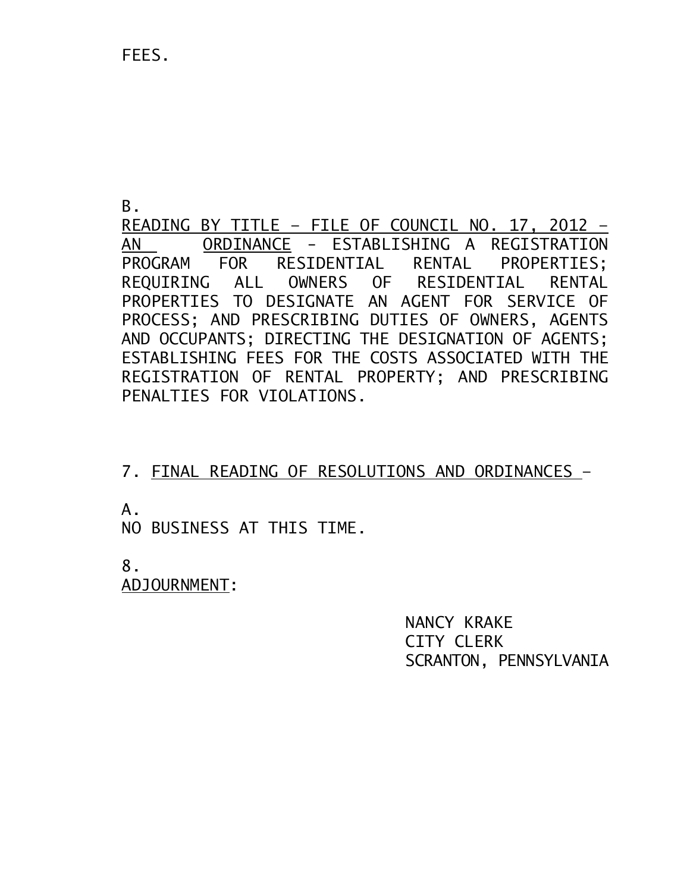FEES.

B.
READING BY TITLE – FILE OF COUNCIL NO. 17, 2012 – AN ORDINANCE - ESTABLISHING A REGISTRATION PROGRAM FOR RESIDENTIAL RENTAL PROPERTIES; REQUIRING ALL OWNERS OF RESIDENTIAL RENTAL PROPERTIES TO DESIGNATE AN AGENT FOR SERVICE OF PROCESS; AND PRESCRIBING DUTIES OF OWNERS, AGENTS AND OCCUPANTS; DIRECTING THE DESIGNATION OF AGENTS; ESTABLISHING FEES FOR THE COSTS ASSOCIATED WITH THE REGISTRATION OF RENTAL PROPERTY; AND PRESCRIBING PENALTIES FOR VIOLATIONS.

7. FINAL READING OF RESOLUTIONS AND ORDINANCES –

A.
NO BUSINESS AT THIS TIME.

8.
ADJOURNMENT:

NANCY KRAKE
CITY CLERK
SCRANTON, PENNSYLVANIA